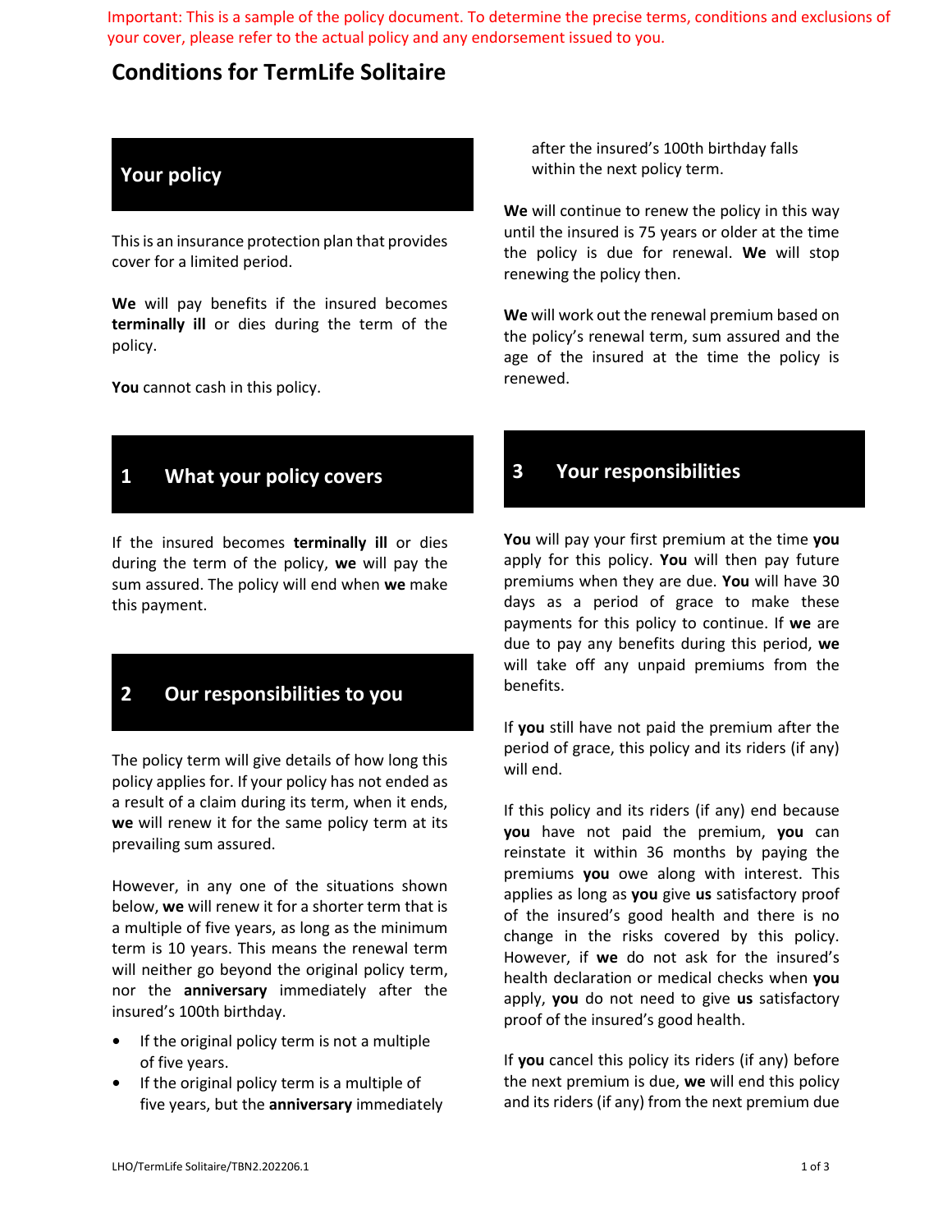Important: This is a sample of the policy document. To determine the precise terms, conditions and exclusions of your cover, please refer to the actual policy and any endorsement issued to you.

# Conditions for TermLife Solitaire

## Your policy

This is an insurance protection plan that provides cover for a limited period.

**We** will pay benefits if the insured becomes **terminally ill** or dies during the term of the policy.

**You** cannot cash in this policy.

## 1 What your policy covers

If the insured becomes **terminally ill** or dies during the term of the policy, **we** will pay the sum assured. The policy will end when **we** make this payment.

## 2 Our responsibilities to you

The policy term will give details of how long this policy applies for. If your policy has not ended as a result of a claim during its term, when it ends, **we** will renew it for the same policy term at its prevailing sum assured.

However, in any one of the situations shown below, **we** will renew it for a shorter term that is a multiple of five years, as long as the minimum term is 10 years. This means the renewal term will neither go beyond the original policy term, nor the **anniversary** immediately after the insured's 100th birthday.

- If the original policy term is not a multiple of five years.
- If the original policy term is a multiple of five years, but the **anniversary** immediately after the insured's 100th birthday falls within the next policy term.

**We** will continue to renew the policy in this way until the insured is 75 years or older at the time the policy is due for renewal. **We** will stop renewing the policy then.

**We** will work out the renewal premium based on the policy's renewal term, sum assured and the age of the insured at the time the policy is renewed.

## 3 Your responsibilities

**You** will pay your first premium at the time **you** apply for this policy. **You** will then pay future premiums when they are due. **You** will have 30 days as a period of grace to make these payments for this policy to continue. If **we** are due to pay any benefits during this period, **we** will take off any unpaid premiums from the benefits.

If **you** still have not paid the premium after the period of grace, this policy and its riders (if any) will end.

If this policy and its riders (if any) end because **you** have not paid the premium, **you** can reinstate it within 36 months by paying the premiums **you** owe along with interest. This applies as long as **you** give **us** satisfactory proof of the insured's good health and there is no change in the risks covered by this policy. However, if **we** do not ask for the insured's health declaration or medical checks when **you** apply, **you** do not need to give **us** satisfactory proof of the insured's good health.

If **you** cancel this policy its riders (if any) before the next premium is due, **we** will end this policy and its riders (if any) from the next premium due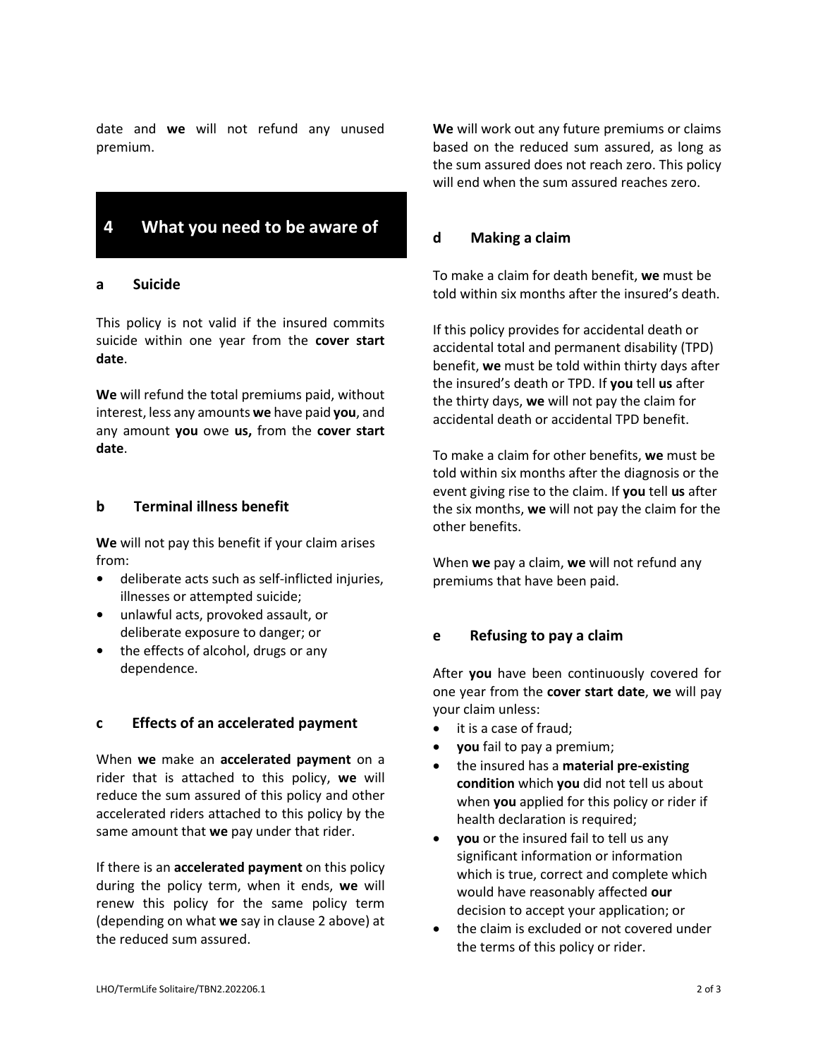date and **we** will not refund any unused premium.

## 4 What you need to be aware of

### a Suicide

This policy is not valid if the insured commits suicide within one year from the **cover start date**.

**We** will refund the total premiums paid, without interest, less any amounts **we** have paid **you**, and any amount **you** owe **us,** from the **cover start date**.

### b Terminal illness benefit

**We** will not pay this benefit if your claim arises from:

- deliberate acts such as self-inflicted injuries, illnesses or attempted suicide;
- unlawful acts, provoked assault, or deliberate exposure to danger; or
- the effects of alcohol, drugs or any dependence.

### c Effects of an accelerated payment

When **we** make an **accelerated payment** on a rider that is attached to this policy, **we** will reduce the sum assured of this policy and other accelerated riders attached to this policy by the same amount that **we** pay under that rider.

If there is an **accelerated payment** on this policy during the policy term, when it ends, **we** will renew this policy for the same policy term (depending on what **we** say in clause 2 above) at the reduced sum assured.

**We** will work out any future premiums or claims based on the reduced sum assured, as long as the sum assured does not reach zero. This policy will end when the sum assured reaches zero.

### d Making a claim

To make a claim for death benefit, **we** must be told within six months after the insured's death.

If this policy provides for accidental death or accidental total and permanent disability (TPD) benefit, **we** must be told within thirty days after the insured's death or TPD. If **you** tell **us** after the thirty days, **we** will not pay the claim for accidental death or accidental TPD benefit.

To make a claim for other benefits, **we** must be told within six months after the diagnosis or the event giving rise to the claim. If **you** tell **us** after the six months, **we** will not pay the claim for the other benefits.

When **we** pay a claim, **we** will not refund any premiums that have been paid.

### e Refusing to pay a claim

After **you** have been continuously covered for one year from the **cover start date**, **we** will pay your claim unless:

- it is a case of fraud;
- **you** fail to pay a premium;
- the insured has a **material pre-existing condition** which **you** did not tell us about when **you** applied for this policy or rider if health declaration is required;
- **you** or the insured fail to tell us any significant information or information which is true, correct and complete which would have reasonably affected **our** decision to accept your application; or
- the claim is excluded or not covered under the terms of this policy or rider.

LHO/TermLife Solitaire/TBN2.202206.1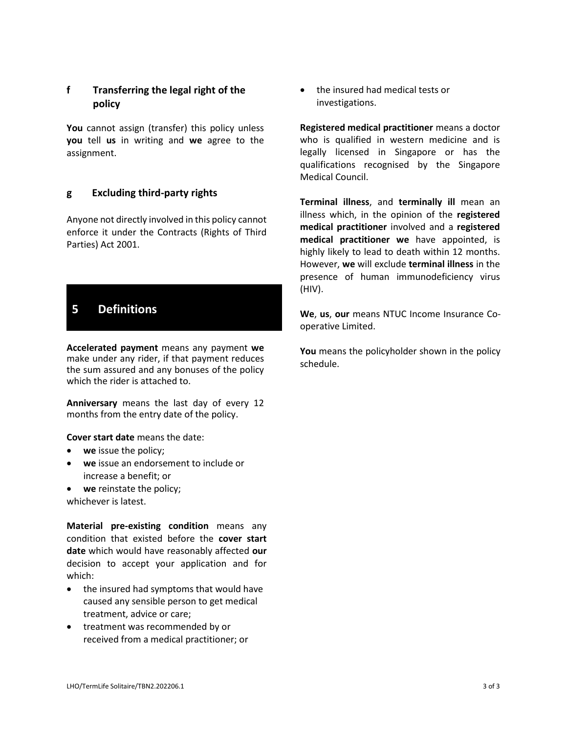### f Transferring the legal right of the policy

**You** cannot assign (transfer) this policy unless **you** tell **us** in writing and **we** agree to the assignment.

### g Excluding third-party rights

Anyone not directly involved in this policy cannot enforce it under the Contracts (Rights of Third Parties) Act 2001.

## 5 Definitions

**Accelerated payment** means any payment **we** make under any rider, if that payment reduces the sum assured and any bonuses of the policy which the rider is attached to.

**Anniversary** means the last day of every 12 months from the entry date of the policy.

**Cover start date** means the date:

- **we** issue the policy;
- **we** issue an endorsement to include or increase a benefit; or
- **we** reinstate the policy;

whichever is latest.

**Material pre-existing condition** means any condition that existed before the **cover start date** which would have reasonably affected **our** decision to accept your application and for which:

- the insured had symptoms that would have caused any sensible person to get medical treatment, advice or care;
- treatment was recommended by or received from a medical practitioner; or
- the insured had medical tests or investigations.

**Registered medical practitioner** means a doctor who is qualified in western medicine and is legally licensed in Singapore or has the qualifications recognised by the Singapore Medical Council.

**Terminal illness**, and **terminally ill** mean an illness which, in the opinion of the **registered medical practitioner** involved and a **registered medical practitioner we** have appointed, is highly likely to lead to death within 12 months. However, **we** will exclude **terminal illness** in the presence of human immunodeficiency virus (HIV).

**We**, **us**, **our** means NTUC Income Insurance Co-operative Limited.

**You** means the policyholder shown in the policy schedule.

LHO/TermLife Solitaire/TBN2.202206.1